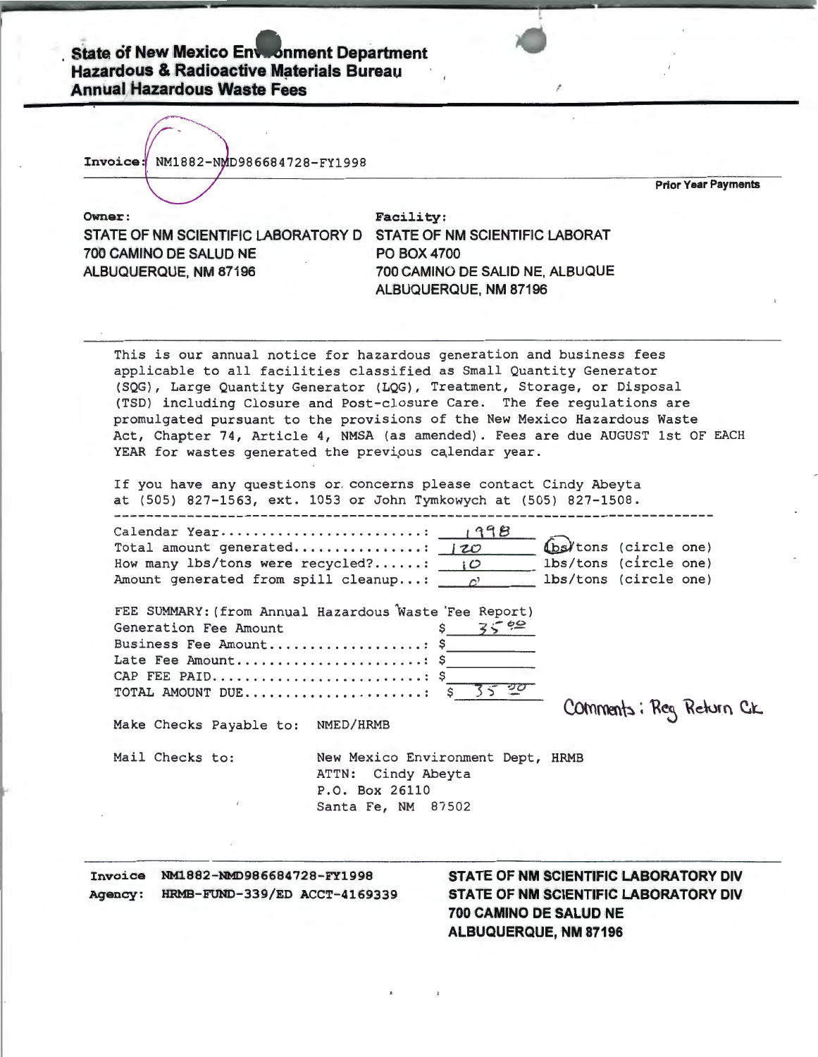**State of New Mexico Environment Department**
**Hazardous & Radioactive Materials Bureau**
**Annual Hazardous Waste Fees**

**Invoice:** NM1882-NMD986684728-FY1998

**Prior Year Payments**

**Owner:**
STATE OF NM SCIENTIFIC LABORATORY D
700 CAMINO DE SALUD NE
ALBUQUERQUE, NM 87196

**Facility:**
STATE OF NM SCIENTIFIC LABORAT
PO BOX 4700
700 CAMINO DE SALID NE, ALBUQUE
ALBUQUERQUE, NM 87196

---

This is our annual notice for hazardous generation and business fees applicable to all facilities classified as Small Quantity Generator (SQG), Large Quantity Generator (LQG), Treatment, Storage, or Disposal (TSD) including Closure and Post-closure Care. The fee regulations are promulgated pursuant to the provisions of the New Mexico Hazardous Waste Act, Chapter 74, Article 4, NMSA (as amended). Fees are due AUGUST 1st OF EACH YEAR for wastes generated the previous calendar year.

If you have any questions or concerns please contact Cindy Abeyta at (505) 827-1563, ext. 1053 or John Tymkowych at (505) 827-1508.

---

Calendar Year........................: 1998
Total amount generated...............: 120 lbs/tons (circle one) [lbs circled]
How many lbs/tons were recycled?......: 10 lbs/tons (circle one)
Amount generated from spill cleanup...: 0 lbs/tons (circle one)

FEE SUMMARY: (from Annual Hazardous Waste Fee Report)
Generation Fee Amount $ 35.00
Business Fee Amount..................: $
Late Fee Amount......................: $
CAP FEE PAID.........................: $
TOTAL AMOUNT DUE.....................: $ 35.00

Comments: Reg Return Ck

Make Checks Payable to: NMED/HRMB

Mail Checks to: New Mexico Environment Dept, HRMB
ATTN: Cindy Abeyta
P.O. Box 26110
Santa Fe, NM 87502

---

**Invoice** NM1882-NMD986684728-FY1998
**Agency:** HRMB-FUND-339/ED ACCT-4169339

**STATE OF NM SCIENTIFIC LABORATORY DIV**
**STATE OF NM SCIENTIFIC LABORATORY DIV**
**700 CAMINO DE SALUD NE**
**ALBUQUERQUE, NM 87196**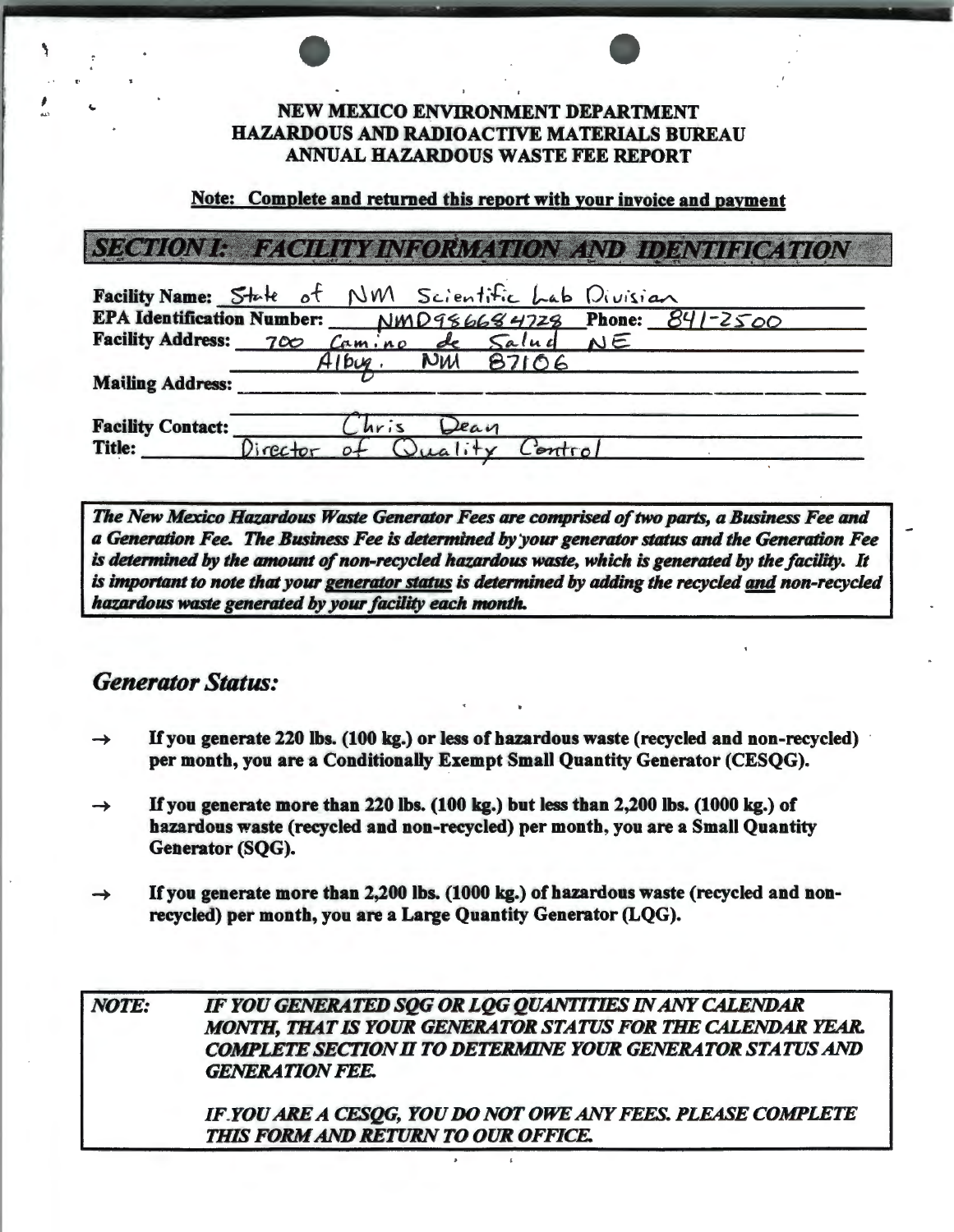**NEW MEXICO ENVIRONMENT DEPARTMENT**
**HAZARDOUS AND RADIOACTIVE MATERIALS BUREAU**
**ANNUAL HAZARDOUS WASTE FEE REPORT**

**Note: Complete and returned this report with your invoice and payment**

## *SECTION I: FACILITY INFORMATION AND IDENTIFICATION*

**Facility Name:** State of NM Scientific Lab Division
**EPA Identification Number:** NMD986684728 **Phone:** 841-2500
**Facility Address:** 700 Camino de Salud NE
Albuq. NM 87106
**Mailing Address:**

**Facility Contact:** Chris Dean
**Title:** Director of Quality Control

> ***The New Mexico Hazardous Waste Generator Fees are comprised of two parts, a Business Fee and a Generation Fee. The Business Fee is determined by your generator status and the Generation Fee is determined by the amount of non-recycled hazardous waste, which is generated by the facility. It is important to note that your generator status is determined by adding the recycled and non-recycled hazardous waste generated by your facility each month.***

## *Generator Status:*

→ **If you generate 220 lbs. (100 kg.) or less of hazardous waste (recycled and non-recycled) per month, you are a Conditionally Exempt Small Quantity Generator (CESQG).**

→ **If you generate more than 220 lbs. (100 kg.) but less than 2,200 lbs. (1000 kg.) of hazardous waste (recycled and non-recycled) per month, you are a Small Quantity Generator (SQG).**

→ **If you generate more than 2,200 lbs. (1000 kg.) of hazardous waste (recycled and non-recycled) per month, you are a Large Quantity Generator (LQG).**

> ***NOTE: IF YOU GENERATED SQG OR LQG QUANTITIES IN ANY CALENDAR MONTH, THAT IS YOUR GENERATOR STATUS FOR THE CALENDAR YEAR. COMPLETE SECTION II TO DETERMINE YOUR GENERATOR STATUS AND GENERATION FEE.***
>
> ***IF YOU ARE A CESQG, YOU DO NOT OWE ANY FEES. PLEASE COMPLETE THIS FORM AND RETURN TO OUR OFFICE.***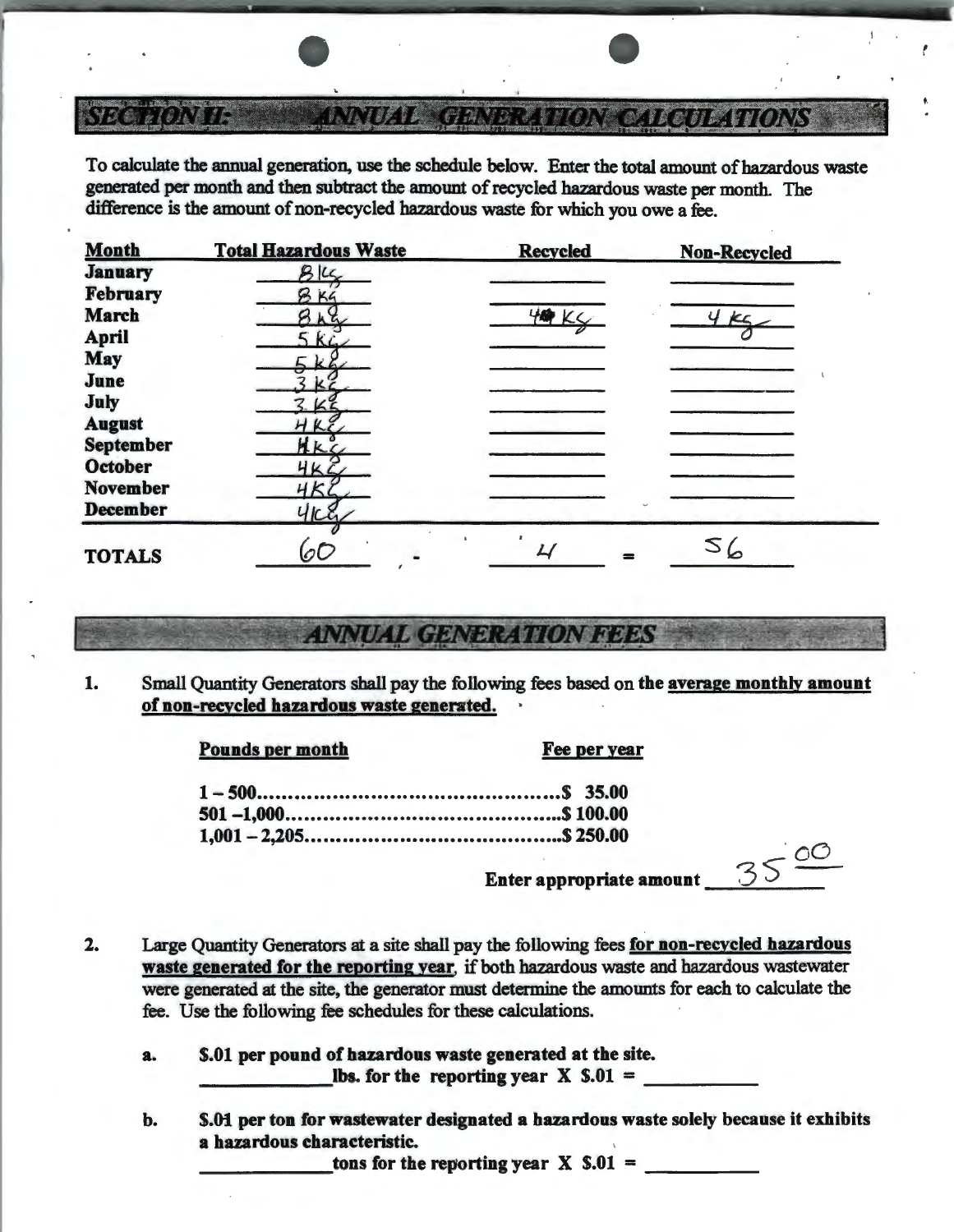## SECTION II: ANNUAL GENERATION CALCULATIONS

To calculate the annual generation, use the schedule below. Enter the total amount of hazardous waste generated per month and then subtract the amount of recycled hazardous waste per month. The difference is the amount of non-recycled hazardous waste for which you owe a fee.

| Month | Total Hazardous Waste | | Recycled | | Non-Recycled |
|---|---|---|---|---|---|
| January | 8 kg | | | | |
| February | 8 kg | | | | |
| March | 8 kg | | 4 kg | | 4 kg |
| April | 5 kg | | | | |
| May | 5 kg | | | | |
| June | 3 kg | | | | |
| July | 3 kg | | | | |
| August | 4 kg | | | | |
| September | 4 kg | | | | |
| October | 4 kg | | | | |
| November | 4 kg | | | | |
| December | 4 kg | | | | |
| **TOTALS** | 60 | - | 4 | = | 56 |

## ANNUAL GENERATION FEES

1. Small Quantity Generators shall pay the following fees based on the **average monthly amount of non-recycled hazardous waste generated.**

| **Pounds per month** | **Fee per year** |
|---|---|
| 1 – 500 | $ 35.00 |
| 501 – 1,000 | $ 100.00 |
| 1,001 – 2,205 | $ 250.00 |

**Enter appropriate amount** 35.00

2. Large Quantity Generators at a site shall pay the following fees **for non-recycled hazardous waste generated for the reporting year**, if both hazardous waste and hazardous wastewater were generated at the site, the generator must determine the amounts for each to calculate the fee. Use the following fee schedules for these calculations.

   a. **$.01 per pound of hazardous waste generated at the site.**
   ______________ **lbs. for the reporting year X $.01 =** ____________

   b. **$.01 per ton for wastewater designated a hazardous waste solely because it exhibits a hazardous characteristic.**
   ______________ **tons for the reporting year X $.01 =** ____________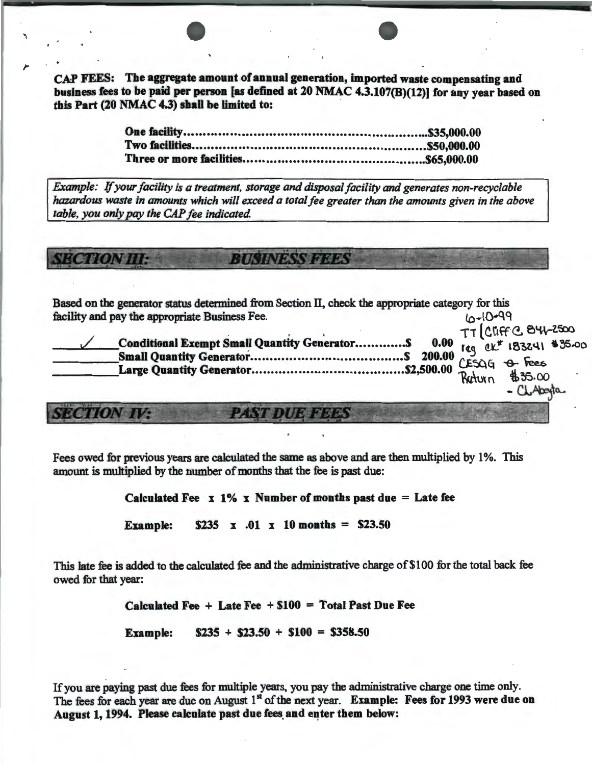**CAP FEES: The aggregate amount of annual generation, imported waste compensating and business fees to be paid per person [as defined at 20 NMAC 4.3.107(B)(12)] for any year based on this Part (20 NMAC 4.3) shall be limited to:**

**One facility..........................................................$35,000.00**
**Two facilities........................................................$50,000.00**
**Three or more facilities.........................................$65,000.00**

*Example: If your facility is a treatment, storage and disposal facility and generates non-recyclable hazardous waste in amounts which will exceed a total fee greater than the amounts given in the above table, you only pay the CAP fee indicated.*

## SECTION III: BUSINESS FEES

Based on the generator status determined from Section II, check the appropriate category for this facility and pay the appropriate Business Fee.

6-10-99
TT [Cliff C. 841-2500
reg ck# 183241 $35.00
CESQG - 0 - Fees
Return $35.00
- C. Abeyta

| | | |
|---|---|---|
| ✓ | **Conditional Exempt Small Quantity Generator.............** | **$ 0.00** |
| | **Small Quantity Generator.......................................** | **$ 200.00** |
| | **Large Quantity Generator.......................................** | **$2,500.00** |

## SECTION IV: PAST DUE FEES

Fees owed for previous years are calculated the same as above and are then multiplied by 1%. This amount is multiplied by the number of months that the fee is past due:

**Calculated Fee x 1% x Number of months past due = Late fee**

**Example: $235 x .01 x 10 months = $23.50**

This late fee is added to the calculated fee and the administrative charge of $100 for the total back fee owed for that year:

**Calculated Fee + Late Fee + $100 = Total Past Due Fee**

**Example: $235 + $23.50 + $100 = $358.50**

If you are paying past due fees for multiple years, you pay the administrative charge one time only. The fees for each year are due on August 1st of the next year. **Example: Fees for 1993 were due on August 1, 1994. Please calculate past due fees and enter them below:**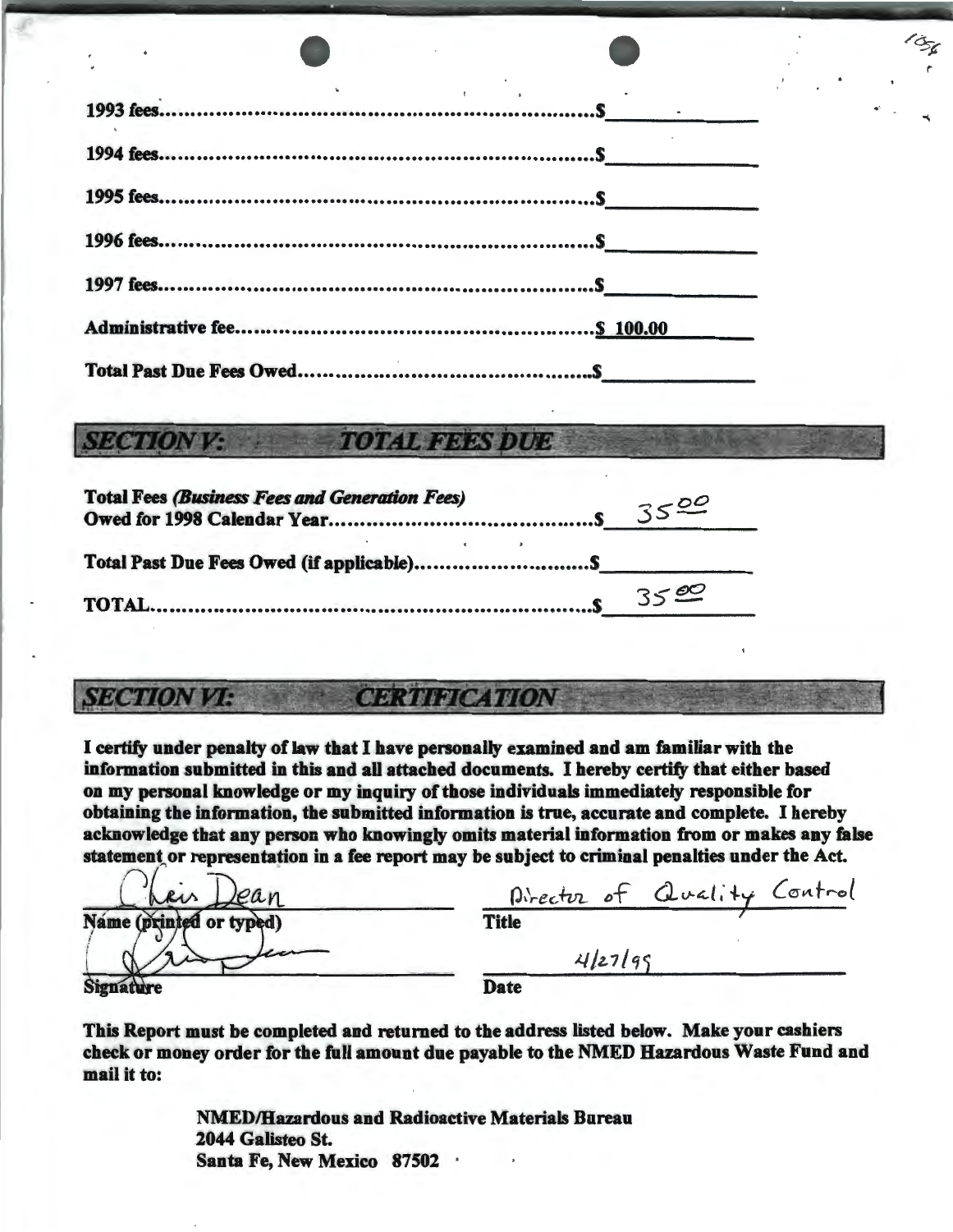1993 fees.................................................................$ ____________

1994 fees.................................................................$ ____________

1995 fees.................................................................$ ____________

1996 fees.................................................................$ ____________

1997 fees.................................................................$ ____________

Administrative fee....................................................$ 100.00

Total Past Due Fees Owed........................................$ ____________

## SECTION V: TOTAL FEES DUE

**Total Fees** ***(Business Fees and Generation Fees)***
**Owed for 1998 Calendar Year**.......................................$ 35.00

**Total Past Due Fees Owed (if applicable)**.........................$ ____________

**TOTAL**...................................................................$ 35.00

## SECTION VI: CERTIFICATION

**I certify under penalty of law that I have personally examined and am familiar with the information submitted in this and all attached documents. I hereby certify that either based on my personal knowledge or my inquiry of those individuals immediately responsible for obtaining the information, the submitted information is true, accurate and complete. I hereby acknowledge that any person who knowingly omits material information from or makes any false statement or representation in a fee report may be subject to criminal penalties under the Act.**

| | |
|---|---|
| Chris Dean | Director of Quality Control |
| **Name (printed or typed)** | **Title** |
| [signature] | 4/27/99 |
| **Signature** | **Date** |

**This Report must be completed and returned to the address listed below. Make your cashiers check or money order for the full amount due payable to the NMED Hazardous Waste Fund and mail it to:**

**NMED/Hazardous and Radioactive Materials Bureau**
**2044 Galisteo St.**
**Santa Fe, New Mexico 87502**